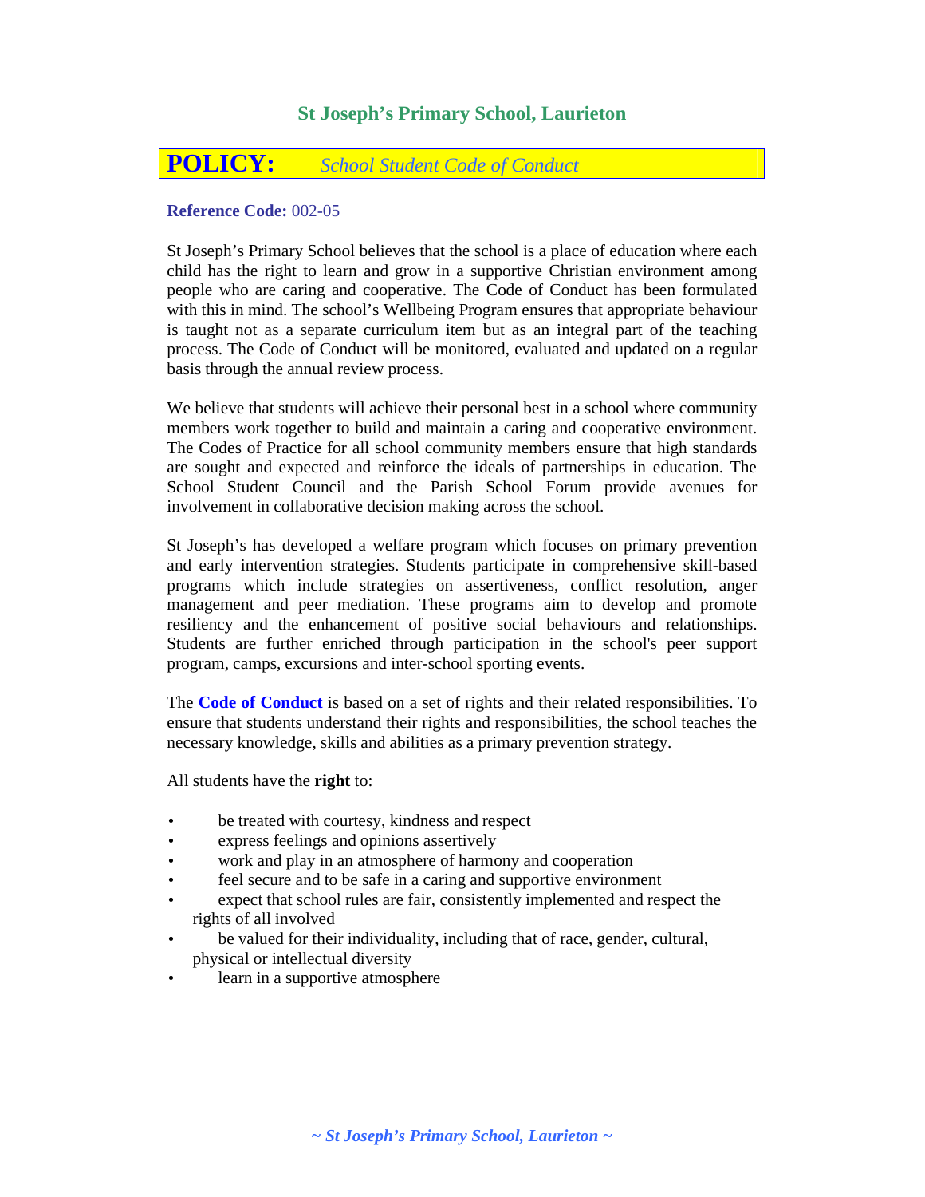## St Joseph's Primary School, Laurieton

# POLICY: *School Student Code of Conduct*

**Reference Code:** 002-05

St Joseph's Primary School believes that the school is a place of education where each child has the right to learn and grow in a supportive Christian environment among people who are caring and cooperative. The Code of Conduct has been formulated with this in mind. The school's Wellbeing Program ensures that appropriate behaviour is taught not as a separate curriculum item but as an integral part of the teaching process. The Code of Conduct will be monitored, evaluated and updated on a regular basis through the annual review process.

We believe that students will achieve their personal best in a school where community members work together to build and maintain a caring and cooperative environment. The Codes of Practice for all school community members ensure that high standards are sought and expected and reinforce the ideals of partnerships in education. The School Student Council and the Parish School Forum provide avenues for involvement in collaborative decision making across the school.

St Joseph's has developed a welfare program which focuses on primary prevention and early intervention strategies. Students participate in comprehensive skill-based programs which include strategies on assertiveness, conflict resolution, anger management and peer mediation. These programs aim to develop and promote resiliency and the enhancement of positive social behaviours and relationships. Students are further enriched through participation in the school's peer support program, camps, excursions and inter-school sporting events.

The **Code of Conduct** is based on a set of rights and their related responsibilities. To ensure that students understand their rights and responsibilities, the school teaches the necessary knowledge, skills and abilities as a primary prevention strategy.

All students have the **right** to:

- be treated with courtesy, kindness and respect
- express feelings and opinions assertively
- work and play in an atmosphere of harmony and cooperation
- feel secure and to be safe in a caring and supportive environment
- expect that school rules are fair, consistently implemented and respect the rights of all involved
- be valued for their individuality, including that of race, gender, cultural, physical or intellectual diversity
- learn in a supportive atmosphere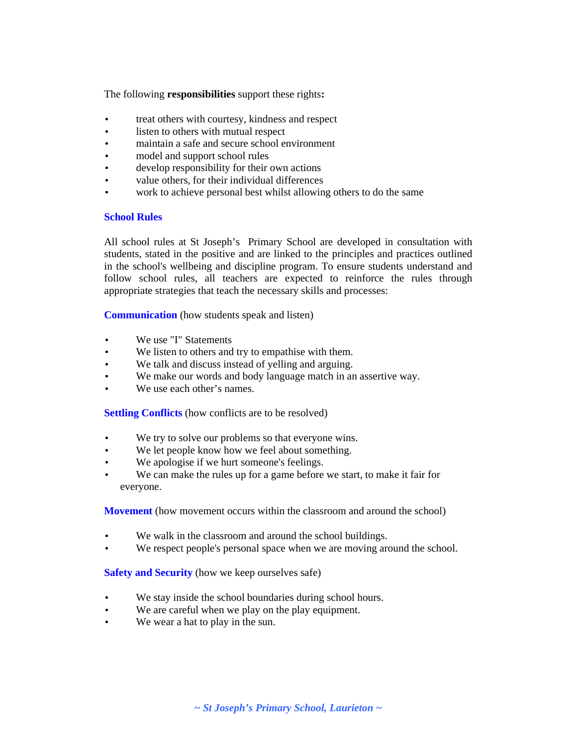The following **responsibilities** support these rights**:**

- treat others with courtesy, kindness and respect
- listen to others with mutual respect
- maintain a safe and secure school environment
- model and support school rules
- develop responsibility for their own actions
- value others, for their individual differences
- work to achieve personal best whilst allowing others to do the same

## School Rules

All school rules at St Joseph's Primary School are developed in consultation with students, stated in the positive and are linked to the principles and practices outlined in the school's wellbeing and discipline program. To ensure students understand and follow school rules, all teachers are expected to reinforce the rules through appropriate strategies that teach the necessary skills and processes:

**Communication** (how students speak and listen)

- We use "I" Statements
- We listen to others and try to empathise with them.
- We talk and discuss instead of yelling and arguing.
- We make our words and body language match in an assertive way.
- We use each other's names.

**Settling Conflicts** (how conflicts are to be resolved)

- We try to solve our problems so that everyone wins.
- We let people know how we feel about something.
- We apologise if we hurt someone's feelings.
- We can make the rules up for a game before we start, to make it fair for everyone.

**Movement** (how movement occurs within the classroom and around the school)

- We walk in the classroom and around the school buildings.
- We respect people's personal space when we are moving around the school.

**Safety and Security** (how we keep ourselves safe)

- We stay inside the school boundaries during school hours.
- We are careful when we play on the play equipment.
- We wear a hat to play in the sun.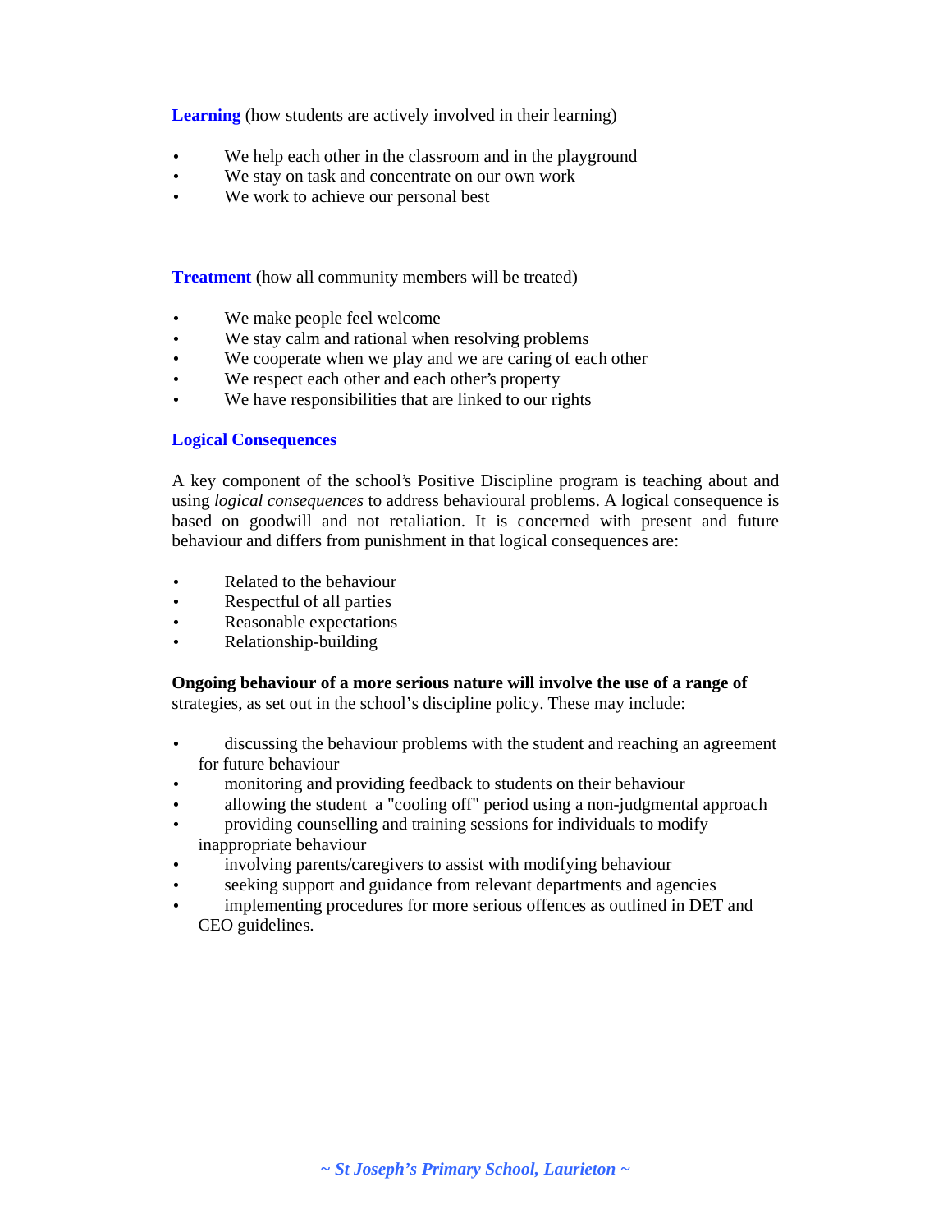**Learning** (how students are actively involved in their learning)

- We help each other in the classroom and in the playground
- We stay on task and concentrate on our own work
- We work to achieve our personal best

**Treatment** (how all community members will be treated)

- We make people feel welcome
- We stay calm and rational when resolving problems
- We cooperate when we play and we are caring of each other
- We respect each other and each other's property
- We have responsibilities that are linked to our rights

### Logical Consequences

A key component of the school's Positive Discipline program is teaching about and using *logical consequences* to address behavioural problems. A logical consequence is based on goodwill and not retaliation. It is concerned with present and future behaviour and differs from punishment in that logical consequences are:

- Related to the behaviour
- Respectful of all parties
- Reasonable expectations
- Relationship-building

**Ongoing behaviour of a more serious nature will involve the use of a range of** strategies, as set out in the school's discipline policy. These may include:

- discussing the behaviour problems with the student and reaching an agreement for future behaviour
- monitoring and providing feedback to students on their behaviour
- allowing the student a "cooling off" period using a non-judgmental approach
- providing counselling and training sessions for individuals to modify inappropriate behaviour
- involving parents/caregivers to assist with modifying behaviour
- seeking support and guidance from relevant departments and agencies
- implementing procedures for more serious offences as outlined in DET and CEO guidelines.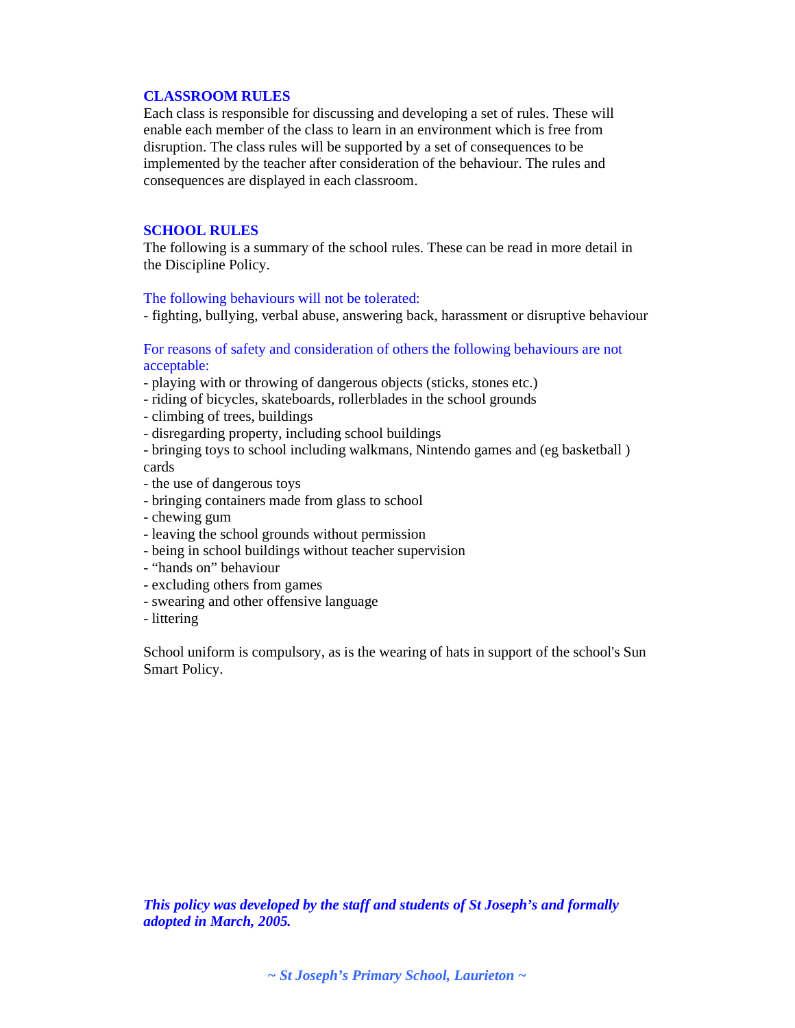## CLASSROOM RULES

Each class is responsible for discussing and developing a set of rules. These will enable each member of the class to learn in an environment which is free from disruption. The class rules will be supported by a set of consequences to be implemented by the teacher after consideration of the behaviour. The rules and consequences are displayed in each classroom.

## SCHOOL RULES

The following is a summary of the school rules. These can be read in more detail in the Discipline Policy.

The following behaviours will not be tolerated:

- fighting, bullying, verbal abuse, answering back, harassment or disruptive behaviour

For reasons of safety and consideration of others the following behaviours are not acceptable:

- playing with or throwing of dangerous objects (sticks, stones etc.)
- riding of bicycles, skateboards, rollerblades in the school grounds
- climbing of trees, buildings
- disregarding property, including school buildings
- bringing toys to school including walkmans, Nintendo games and (eg basketball ) cards
- the use of dangerous toys
- bringing containers made from glass to school
- chewing gum
- leaving the school grounds without permission
- being in school buildings without teacher supervision
- "hands on" behaviour
- excluding others from games
- swearing and other offensive language
- littering

School uniform is compulsory, as is the wearing of hats in support of the school's Sun Smart Policy.

***This policy was developed by the staff and students of St Joseph's and formally adopted in March, 2005.***